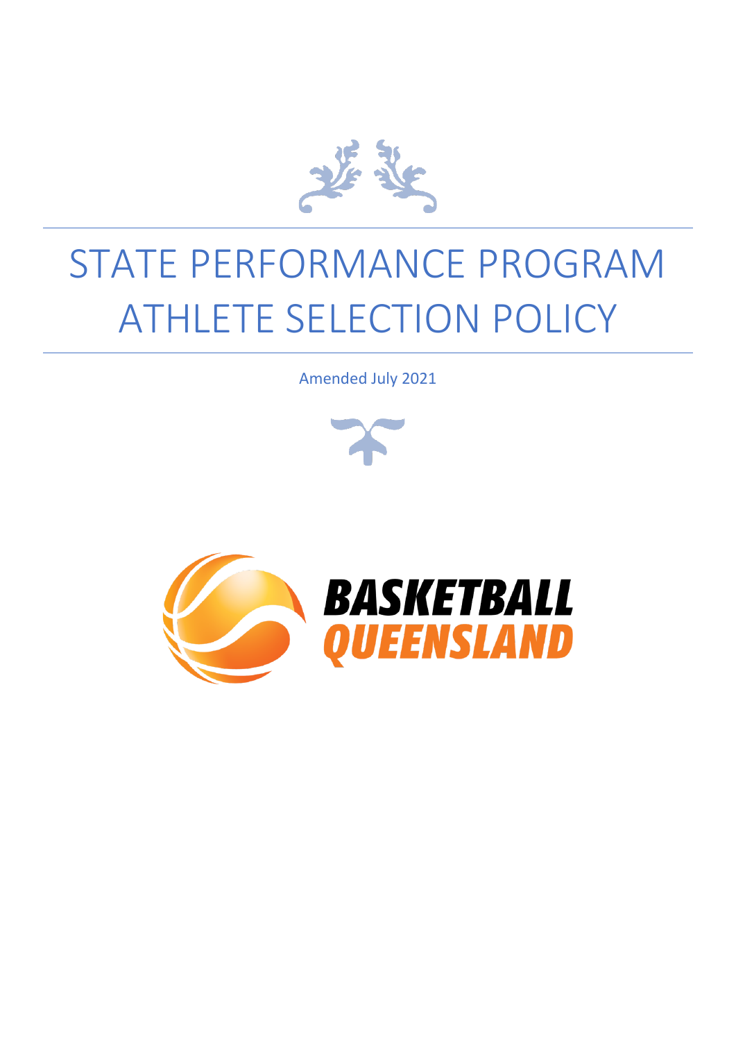# STATE PERFORMANCE PROGRAM ATHLETE SELECTION POLICY

Amended July 2021

BASKETBALL QUEENSLAND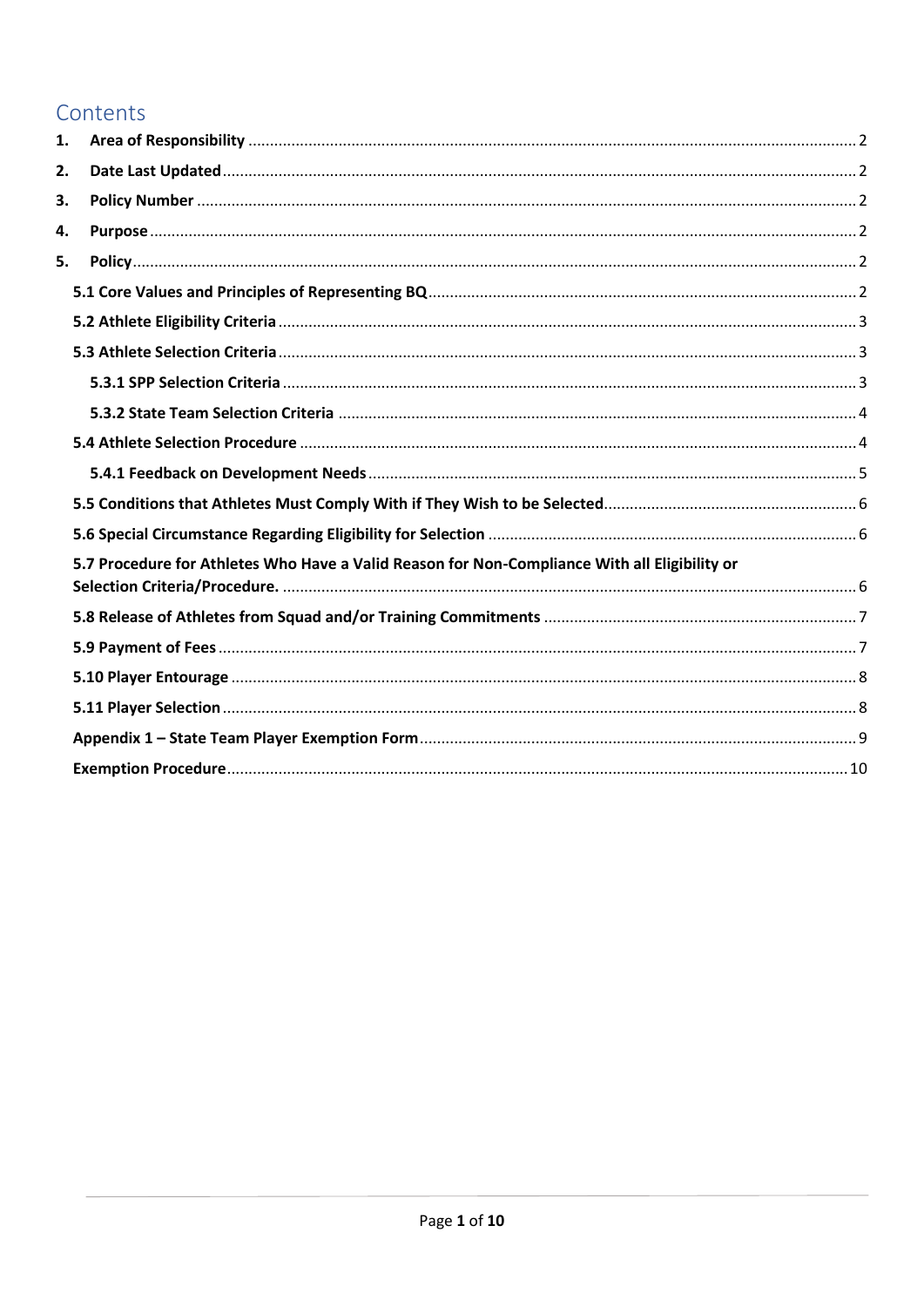# Contents

1. **Area of Responsibility** ... 2
2. **Date Last Updated** ... 2
3. **Policy Number** ... 2
4. **Purpose** ... 2
5. **Policy** ... 2
   - **5.1 Core Values and Principles of Representing BQ** ... 2
   - **5.2 Athlete Eligibility Criteria** ... 3
   - **5.3 Athlete Selection Criteria** ... 3
     - **5.3.1 SPP Selection Criteria** ... 3
     - **5.3.2 State Team Selection Criteria** ... 4
   - **5.4 Athlete Selection Procedure** ... 4
     - **5.4.1 Feedback on Development Needs** ... 5
   - **5.5 Conditions that Athletes Must Comply With if They Wish to be Selected** ... 6
   - **5.6 Special Circumstance Regarding Eligibility for Selection** ... 6
   - **5.7 Procedure for Athletes Who Have a Valid Reason for Non-Compliance With all Eligibility or Selection Criteria/Procedure.** ... 6
   - **5.8 Release of Athletes from Squad and/or Training Commitments** ... 7
   - **5.9 Payment of Fees** ... 7
   - **5.10 Player Entourage** ... 8
   - **5.11 Player Selection** ... 8
   - **Appendix 1 – State Team Player Exemption Form** ... 9
   - **Exemption Procedure** ... 10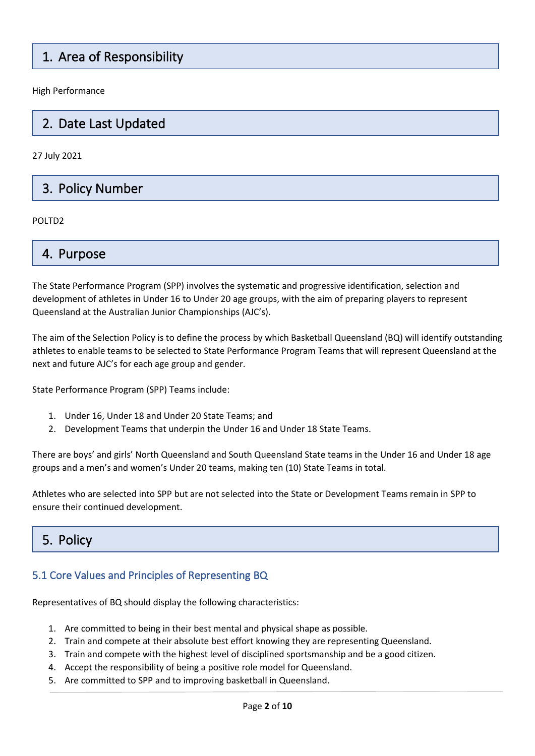## 1. Area of Responsibility

High Performance

## 2. Date Last Updated

27 July 2021

## 3. Policy Number

POLTD2

## 4. Purpose

The State Performance Program (SPP) involves the systematic and progressive identification, selection and development of athletes in Under 16 to Under 20 age groups, with the aim of preparing players to represent Queensland at the Australian Junior Championships (AJC's).

The aim of the Selection Policy is to define the process by which Basketball Queensland (BQ) will identify outstanding athletes to enable teams to be selected to State Performance Program Teams that will represent Queensland at the next and future AJC's for each age group and gender.

State Performance Program (SPP) Teams include:

1. Under 16, Under 18 and Under 20 State Teams; and
2. Development Teams that underpin the Under 16 and Under 18 State Teams.

There are boys' and girls' North Queensland and South Queensland State teams in the Under 16 and Under 18 age groups and a men's and women's Under 20 teams, making ten (10) State Teams in total.

Athletes who are selected into SPP but are not selected into the State or Development Teams remain in SPP to ensure their continued development.

## 5. Policy

### 5.1 Core Values and Principles of Representing BQ

Representatives of BQ should display the following characteristics:

1. Are committed to being in their best mental and physical shape as possible.
2. Train and compete at their absolute best effort knowing they are representing Queensland.
3. Train and compete with the highest level of disciplined sportsmanship and be a good citizen.
4. Accept the responsibility of being a positive role model for Queensland.
5. Are committed to SPP and to improving basketball in Queensland.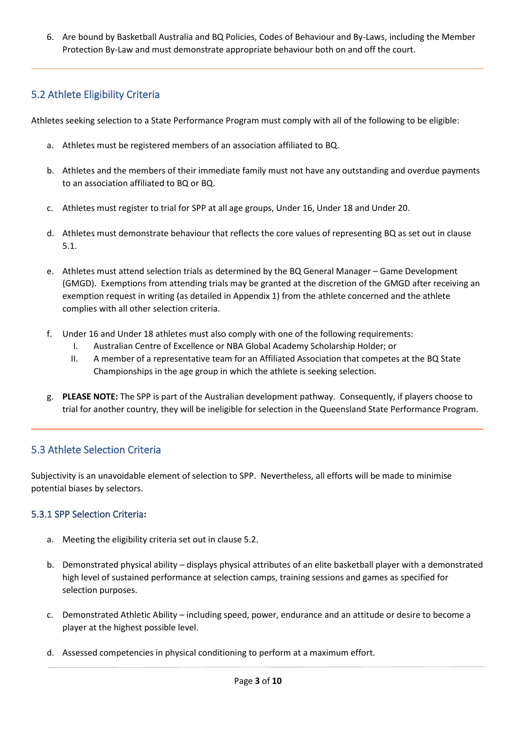6. Are bound by Basketball Australia and BQ Policies, Codes of Behaviour and By-Laws, including the Member Protection By-Law and must demonstrate appropriate behaviour both on and off the court.

## 5.2 Athlete Eligibility Criteria

Athletes seeking selection to a State Performance Program must comply with all of the following to be eligible:

a. Athletes must be registered members of an association affiliated to BQ.

b. Athletes and the members of their immediate family must not have any outstanding and overdue payments to an association affiliated to BQ or BQ.

c. Athletes must register to trial for SPP at all age groups, Under 16, Under 18 and Under 20.

d. Athletes must demonstrate behaviour that reflects the core values of representing BQ as set out in clause 5.1.

e. Athletes must attend selection trials as determined by the BQ General Manager – Game Development (GMGD). Exemptions from attending trials may be granted at the discretion of the GMGD after receiving an exemption request in writing (as detailed in Appendix 1) from the athlete concerned and the athlete complies with all other selection criteria.

f. Under 16 and Under 18 athletes must also comply with one of the following requirements:
   I. Australian Centre of Excellence or NBA Global Academy Scholarship Holder; or
   II. A member of a representative team for an Affiliated Association that competes at the BQ State Championships in the age group in which the athlete is seeking selection.

g. **PLEASE NOTE:** The SPP is part of the Australian development pathway. Consequently, if players choose to trial for another country, they will be ineligible for selection in the Queensland State Performance Program.

## 5.3 Athlete Selection Criteria

Subjectivity is an unavoidable element of selection to SPP. Nevertheless, all efforts will be made to minimise potential biases by selectors.

### 5.3.1 SPP Selection Criteria:

a. Meeting the eligibility criteria set out in clause 5.2.

b. Demonstrated physical ability – displays physical attributes of an elite basketball player with a demonstrated high level of sustained performance at selection camps, training sessions and games as specified for selection purposes.

c. Demonstrated Athletic Ability – including speed, power, endurance and an attitude or desire to become a player at the highest possible level.

d. Assessed competencies in physical conditioning to perform at a maximum effort.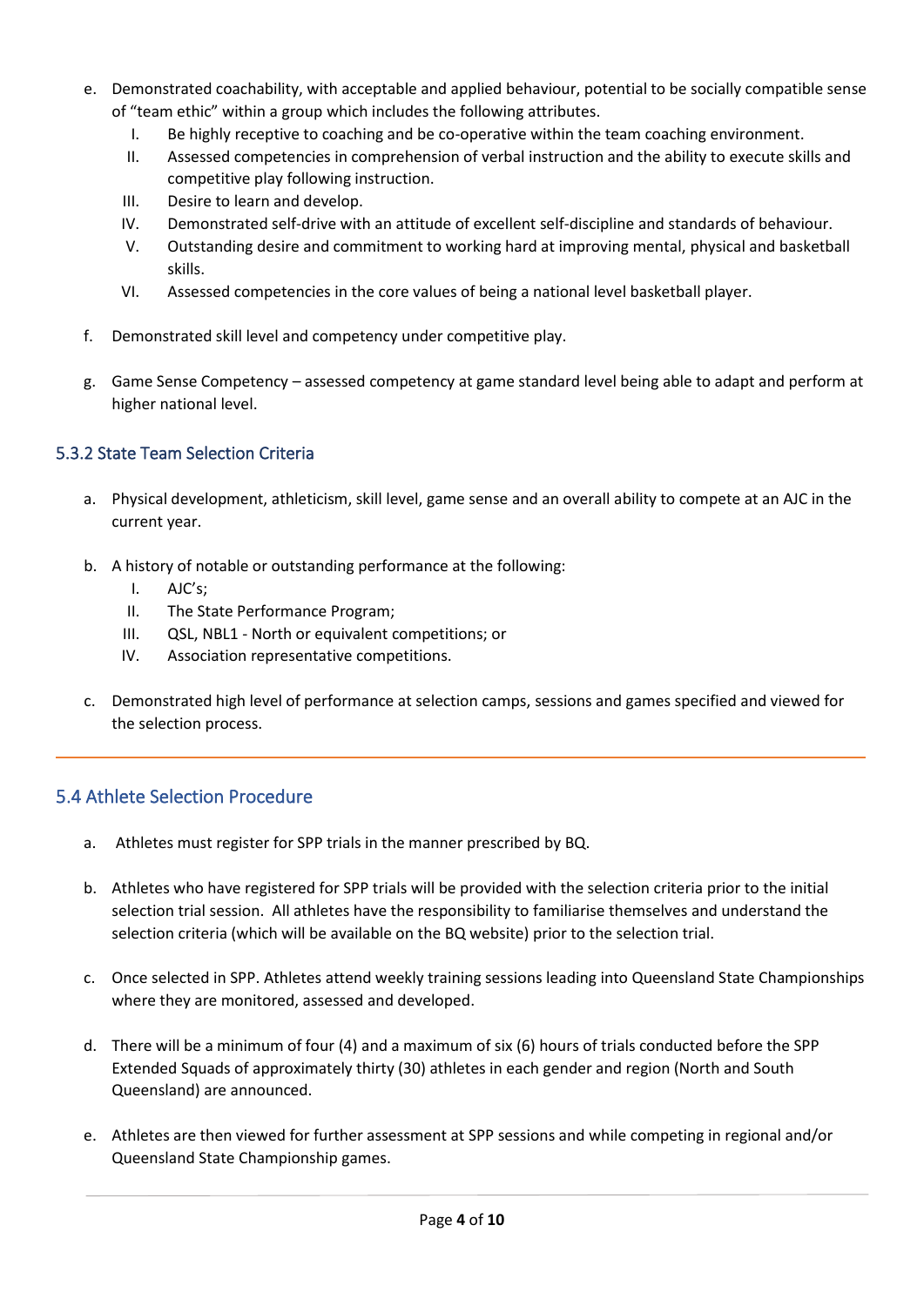e. Demonstrated coachability, with acceptable and applied behaviour, potential to be socially compatible sense of “team ethic” within a group which includes the following attributes.
    I. Be highly receptive to coaching and be co-operative within the team coaching environment.
    II. Assessed competencies in comprehension of verbal instruction and the ability to execute skills and competitive play following instruction.
    III. Desire to learn and develop.
    IV. Demonstrated self-drive with an attitude of excellent self-discipline and standards of behaviour.
    V. Outstanding desire and commitment to working hard at improving mental, physical and basketball skills.
    VI. Assessed competencies in the core values of being a national level basketball player.

f. Demonstrated skill level and competency under competitive play.

g. Game Sense Competency – assessed competency at game standard level being able to adapt and perform at higher national level.

### 5.3.2 State Team Selection Criteria

a. Physical development, athleticism, skill level, game sense and an overall ability to compete at an AJC in the current year.

b. A history of notable or outstanding performance at the following:
    I. AJC’s;
    II. The State Performance Program;
    III. QSL, NBL1 - North or equivalent competitions; or
    IV. Association representative competitions.

c. Demonstrated high level of performance at selection camps, sessions and games specified and viewed for the selection process.

---

## 5.4 Athlete Selection Procedure

a. Athletes must register for SPP trials in the manner prescribed by BQ.

b. Athletes who have registered for SPP trials will be provided with the selection criteria prior to the initial selection trial session. All athletes have the responsibility to familiarise themselves and understand the selection criteria (which will be available on the BQ website) prior to the selection trial.

c. Once selected in SPP. Athletes attend weekly training sessions leading into Queensland State Championships where they are monitored, assessed and developed.

d. There will be a minimum of four (4) and a maximum of six (6) hours of trials conducted before the SPP Extended Squads of approximately thirty (30) athletes in each gender and region (North and South Queensland) are announced.

e. Athletes are then viewed for further assessment at SPP sessions and while competing in regional and/or Queensland State Championship games.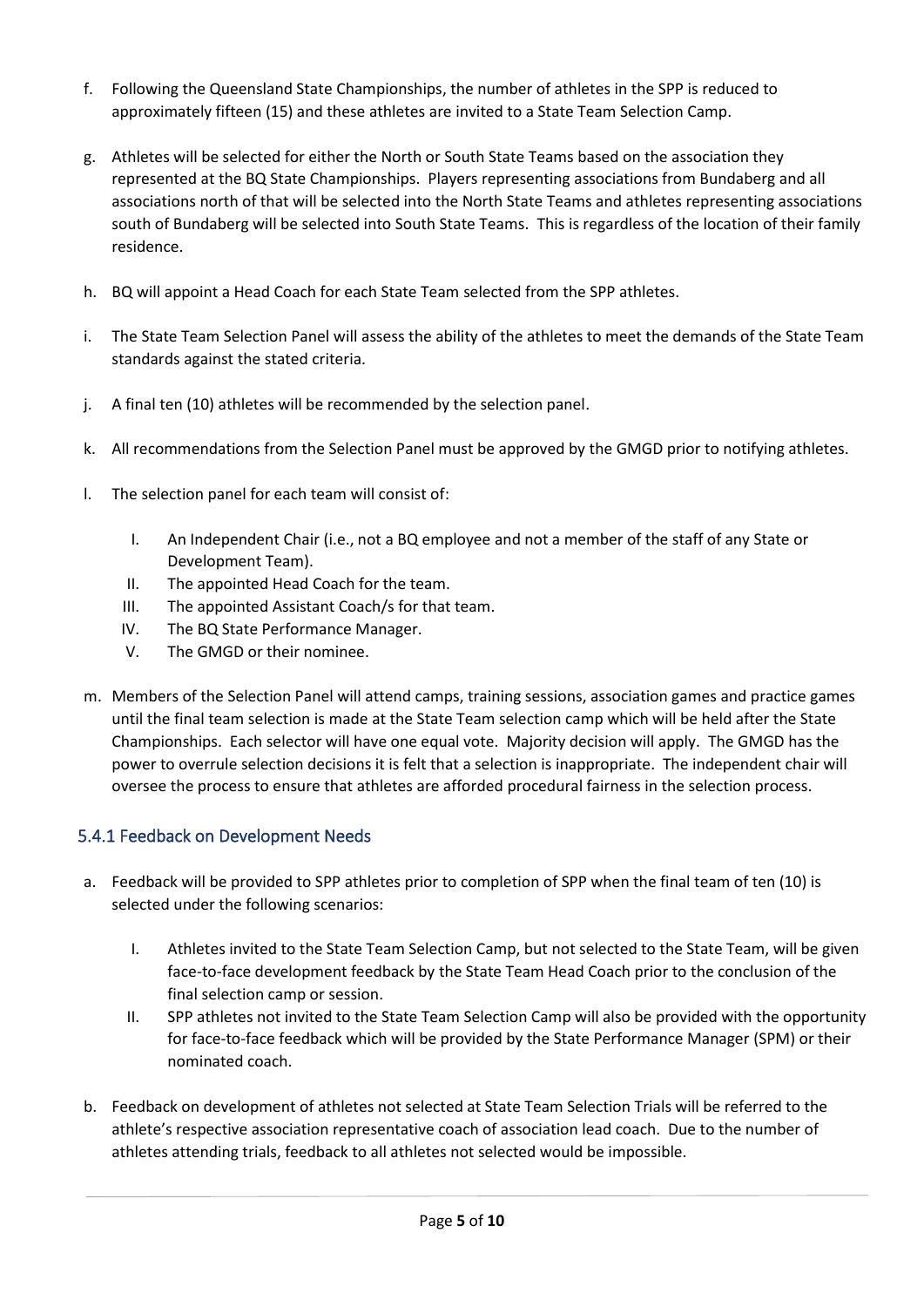f. Following the Queensland State Championships, the number of athletes in the SPP is reduced to approximately fifteen (15) and these athletes are invited to a State Team Selection Camp.

g. Athletes will be selected for either the North or South State Teams based on the association they represented at the BQ State Championships. Players representing associations from Bundaberg and all associations north of that will be selected into the North State Teams and athletes representing associations south of Bundaberg will be selected into South State Teams. This is regardless of the location of their family residence.

h. BQ will appoint a Head Coach for each State Team selected from the SPP athletes.

i. The State Team Selection Panel will assess the ability of the athletes to meet the demands of the State Team standards against the stated criteria.

j. A final ten (10) athletes will be recommended by the selection panel.

k. All recommendations from the Selection Panel must be approved by the GMGD prior to notifying athletes.

l. The selection panel for each team will consist of:

   I. An Independent Chair (i.e., not a BQ employee and not a member of the staff of any State or Development Team).
   II. The appointed Head Coach for the team.
   III. The appointed Assistant Coach/s for that team.
   IV. The BQ State Performance Manager.
   V. The GMGD or their nominee.

m. Members of the Selection Panel will attend camps, training sessions, association games and practice games until the final team selection is made at the State Team selection camp which will be held after the State Championships. Each selector will have one equal vote. Majority decision will apply. The GMGD has the power to overrule selection decisions it is felt that a selection is inappropriate. The independent chair will oversee the process to ensure that athletes are afforded procedural fairness in the selection process.

### 5.4.1 Feedback on Development Needs

a. Feedback will be provided to SPP athletes prior to completion of SPP when the final team of ten (10) is selected under the following scenarios:

   I. Athletes invited to the State Team Selection Camp, but not selected to the State Team, will be given face-to-face development feedback by the State Team Head Coach prior to the conclusion of the final selection camp or session.
   II. SPP athletes not invited to the State Team Selection Camp will also be provided with the opportunity for face-to-face feedback which will be provided by the State Performance Manager (SPM) or their nominated coach.

b. Feedback on development of athletes not selected at State Team Selection Trials will be referred to the athlete's respective association representative coach of association lead coach. Due to the number of athletes attending trials, feedback to all athletes not selected would be impossible.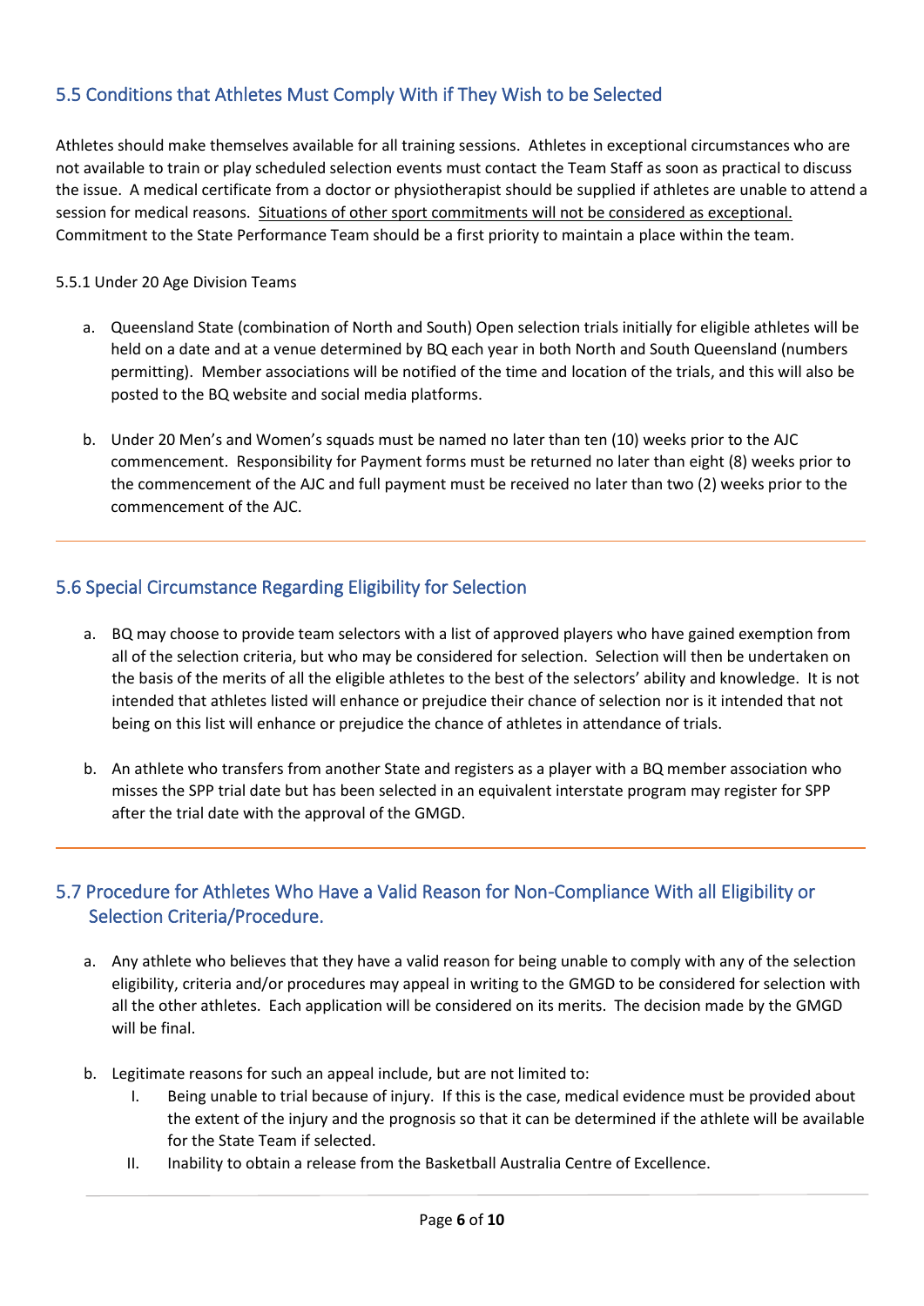## 5.5 Conditions that Athletes Must Comply With if They Wish to be Selected

Athletes should make themselves available for all training sessions. Athletes in exceptional circumstances who are not available to train or play scheduled selection events must contact the Team Staff as soon as practical to discuss the issue. A medical certificate from a doctor or physiotherapist should be supplied if athletes are unable to attend a session for medical reasons. <u>Situations of other sport commitments will not be considered as exceptional.</u> Commitment to the State Performance Team should be a first priority to maintain a place within the team.

5.5.1 Under 20 Age Division Teams

a. Queensland State (combination of North and South) Open selection trials initially for eligible athletes will be held on a date and at a venue determined by BQ each year in both North and South Queensland (numbers permitting). Member associations will be notified of the time and location of the trials, and this will also be posted to the BQ website and social media platforms.

b. Under 20 Men's and Women's squads must be named no later than ten (10) weeks prior to the AJC commencement. Responsibility for Payment forms must be returned no later than eight (8) weeks prior to the commencement of the AJC and full payment must be received no later than two (2) weeks prior to the commencement of the AJC.

---

## 5.6 Special Circumstance Regarding Eligibility for Selection

a. BQ may choose to provide team selectors with a list of approved players who have gained exemption from all of the selection criteria, but who may be considered for selection. Selection will then be undertaken on the basis of the merits of all the eligible athletes to the best of the selectors' ability and knowledge. It is not intended that athletes listed will enhance or prejudice their chance of selection nor is it intended that not being on this list will enhance or prejudice the chance of athletes in attendance of trials.

b. An athlete who transfers from another State and registers as a player with a BQ member association who misses the SPP trial date but has been selected in an equivalent interstate program may register for SPP after the trial date with the approval of the GMGD.

---

## 5.7 Procedure for Athletes Who Have a Valid Reason for Non-Compliance With all Eligibility or Selection Criteria/Procedure.

a. Any athlete who believes that they have a valid reason for being unable to comply with any of the selection eligibility, criteria and/or procedures may appeal in writing to the GMGD to be considered for selection with all the other athletes. Each application will be considered on its merits. The decision made by the GMGD will be final.

b. Legitimate reasons for such an appeal include, but are not limited to:
   I. Being unable to trial because of injury. If this is the case, medical evidence must be provided about the extent of the injury and the prognosis so that it can be determined if the athlete will be available for the State Team if selected.
   II. Inability to obtain a release from the Basketball Australia Centre of Excellence.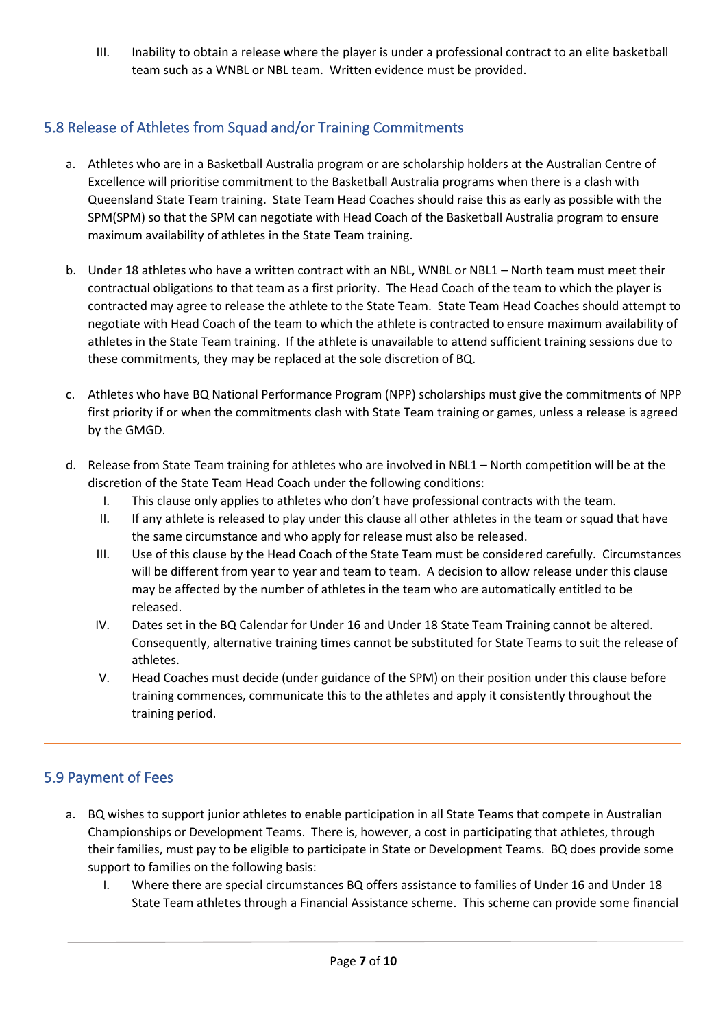III. Inability to obtain a release where the player is under a professional contract to an elite basketball team such as a WNBL or NBL team. Written evidence must be provided.

## 5.8 Release of Athletes from Squad and/or Training Commitments

a. Athletes who are in a Basketball Australia program or are scholarship holders at the Australian Centre of Excellence will prioritise commitment to the Basketball Australia programs when there is a clash with Queensland State Team training. State Team Head Coaches should raise this as early as possible with the SPM(SPM) so that the SPM can negotiate with Head Coach of the Basketball Australia program to ensure maximum availability of athletes in the State Team training.

b. Under 18 athletes who have a written contract with an NBL, WNBL or NBL1 – North team must meet their contractual obligations to that team as a first priority. The Head Coach of the team to which the player is contracted may agree to release the athlete to the State Team. State Team Head Coaches should attempt to negotiate with Head Coach of the team to which the athlete is contracted to ensure maximum availability of athletes in the State Team training. If the athlete is unavailable to attend sufficient training sessions due to these commitments, they may be replaced at the sole discretion of BQ.

c. Athletes who have BQ National Performance Program (NPP) scholarships must give the commitments of NPP first priority if or when the commitments clash with State Team training or games, unless a release is agreed by the GMGD.

d. Release from State Team training for athletes who are involved in NBL1 – North competition will be at the discretion of the State Team Head Coach under the following conditions:
   - I. This clause only applies to athletes who don't have professional contracts with the team.
   - II. If any athlete is released to play under this clause all other athletes in the team or squad that have the same circumstance and who apply for release must also be released.
   - III. Use of this clause by the Head Coach of the State Team must be considered carefully. Circumstances will be different from year to year and team to team. A decision to allow release under this clause may be affected by the number of athletes in the team who are automatically entitled to be released.
   - IV. Dates set in the BQ Calendar for Under 16 and Under 18 State Team Training cannot be altered. Consequently, alternative training times cannot be substituted for State Teams to suit the release of athletes.
   - V. Head Coaches must decide (under guidance of the SPM) on their position under this clause before training commences, communicate this to the athletes and apply it consistently throughout the training period.

## 5.9 Payment of Fees

a. BQ wishes to support junior athletes to enable participation in all State Teams that compete in Australian Championships or Development Teams. There is, however, a cost in participating that athletes, through their families, must pay to be eligible to participate in State or Development Teams. BQ does provide some support to families on the following basis:
   - I. Where there are special circumstances BQ offers assistance to families of Under 16 and Under 18 State Team athletes through a Financial Assistance scheme. This scheme can provide some financial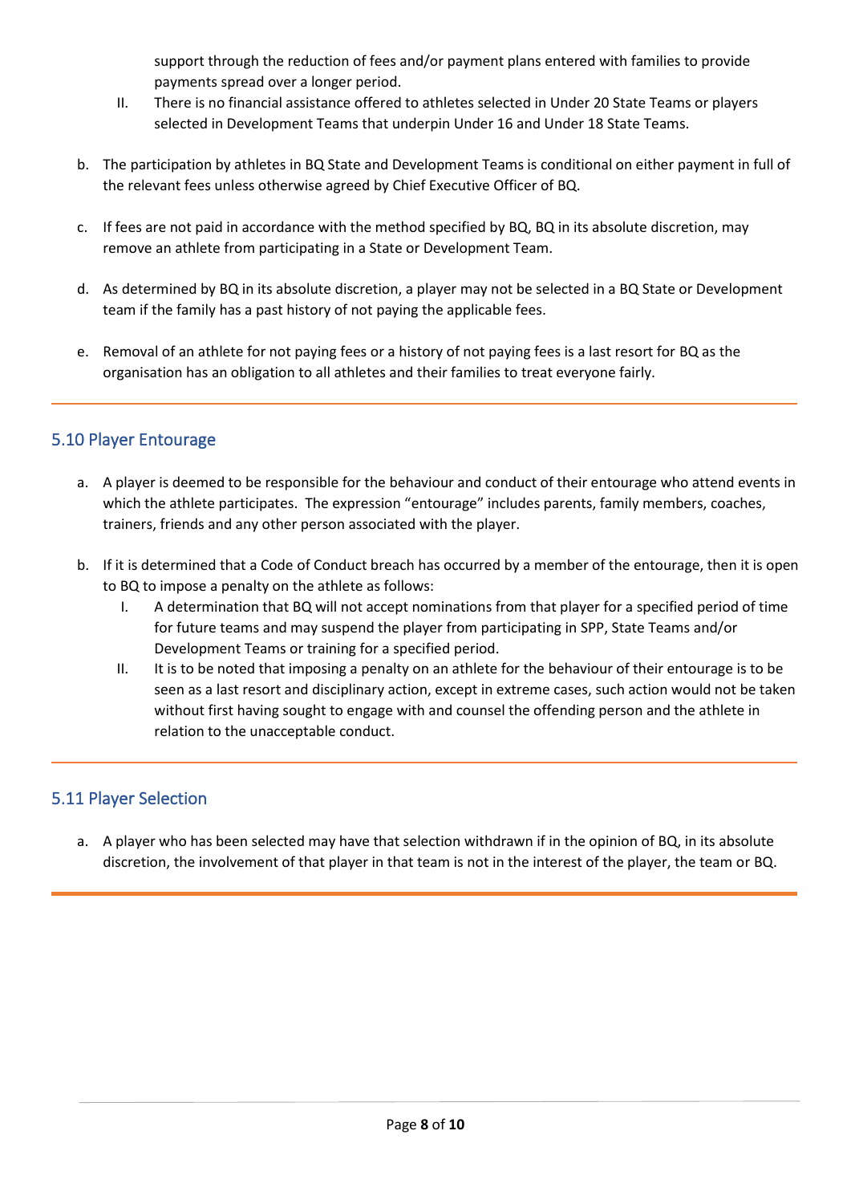support through the reduction of fees and/or payment plans entered with families to provide payments spread over a longer period.

II. There is no financial assistance offered to athletes selected in Under 20 State Teams or players selected in Development Teams that underpin Under 16 and Under 18 State Teams.

b. The participation by athletes in BQ State and Development Teams is conditional on either payment in full of the relevant fees unless otherwise agreed by Chief Executive Officer of BQ.

c. If fees are not paid in accordance with the method specified by BQ, BQ in its absolute discretion, may remove an athlete from participating in a State or Development Team.

d. As determined by BQ in its absolute discretion, a player may not be selected in a BQ State or Development team if the family has a past history of not paying the applicable fees.

e. Removal of an athlete for not paying fees or a history of not paying fees is a last resort for BQ as the organisation has an obligation to all athletes and their families to treat everyone fairly.

## 5.10 Player Entourage

a. A player is deemed to be responsible for the behaviour and conduct of their entourage who attend events in which the athlete participates. The expression "entourage" includes parents, family members, coaches, trainers, friends and any other person associated with the player.

b. If it is determined that a Code of Conduct breach has occurred by a member of the entourage, then it is open to BQ to impose a penalty on the athlete as follows:

   I. A determination that BQ will not accept nominations from that player for a specified period of time for future teams and may suspend the player from participating in SPP, State Teams and/or Development Teams or training for a specified period.

   II. It is to be noted that imposing a penalty on an athlete for the behaviour of their entourage is to be seen as a last resort and disciplinary action, except in extreme cases, such action would not be taken without first having sought to engage with and counsel the offending person and the athlete in relation to the unacceptable conduct.

## 5.11 Player Selection

a. A player who has been selected may have that selection withdrawn if in the opinion of BQ, in its absolute discretion, the involvement of that player in that team is not in the interest of the player, the team or BQ.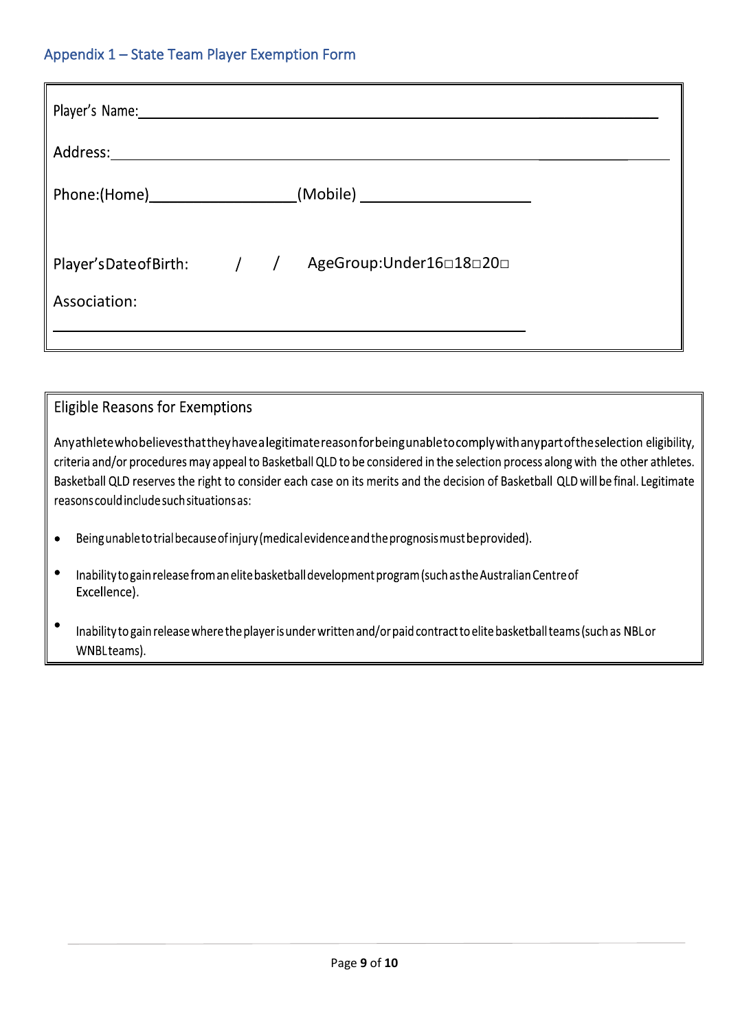## Appendix 1 – State Team Player Exemption Form

Player's Name: ______________________________________________

Address: ______________________________________________

Phone:(Home) __________________ (Mobile) __________________

Player's Date of Birth: / / Age Group: Under 16 □ 18 □ 20 □

Association:

______________________________________________

Eligible Reasons for Exemptions

Any athlete who believes that they have a legitimate reason for being unable to comply with any part of the selection eligibility, criteria and/or procedures may appeal to Basketball QLD to be considered in the selection process along with the other athletes. Basketball QLD reserves the right to consider each case on its merits and the decision of Basketball QLD will be final. Legitimate reasons could include such situations as:

- Being unable to trial because of injury (medical evidence and the prognosis must be provided).
- Inability to gain release from an elite basketball development program (such as the Australian Centre of Excellence).
- Inability to gain release where the player is under written and/or paid contract to elite basketball teams (such as NBL or WNBL teams).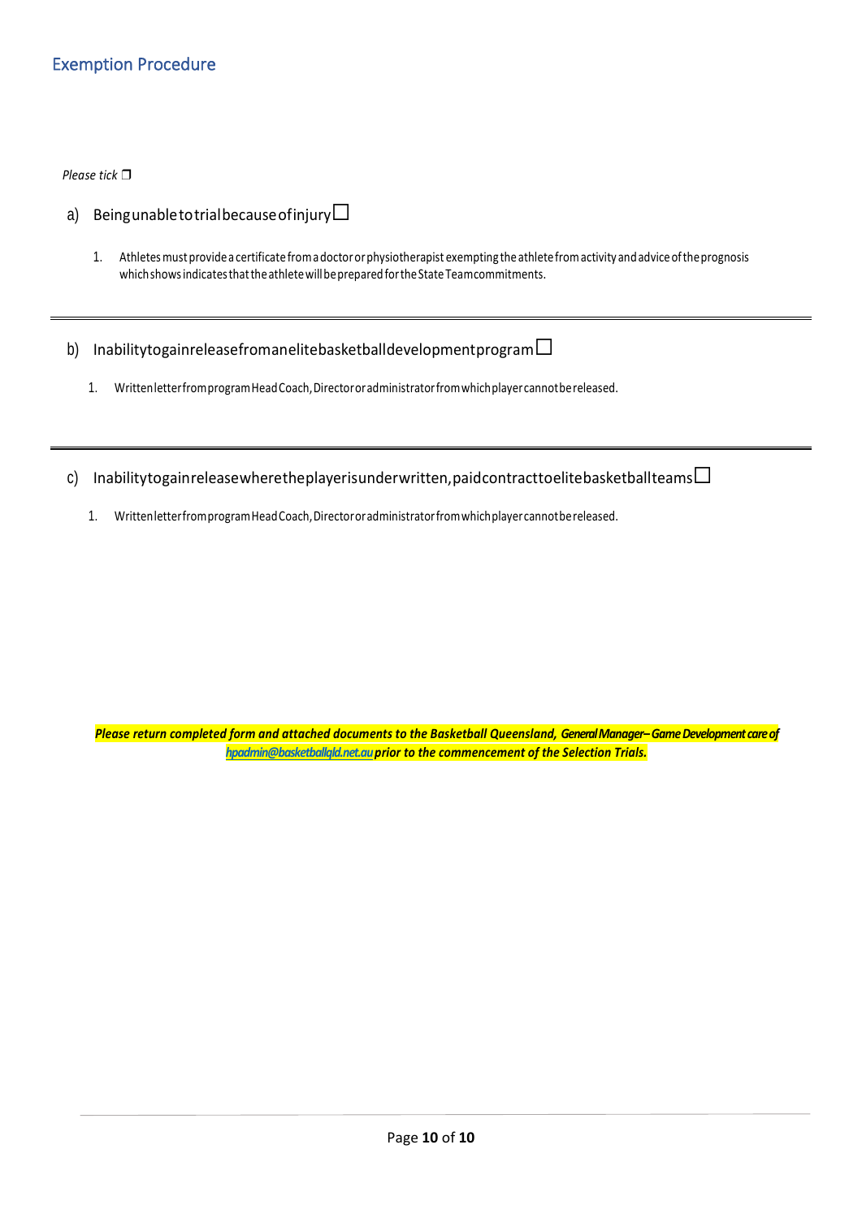## Exemption Procedure

*Please tick* ❒

a) Being unable to trial because of injury ☐

1. Athletes must provide a certificate from a doctor or physiotherapist exempting the athlete from activity and advice of the prognosis which shows indicates that the athlete will be prepared for the State Team commitments.

---

b) Inability to gain release from an elite basketball development program ☐

1. Written letter from program Head Coach, Director or administrator from which player cannot be released.

---

c) Inability to gain release where the player is underwritten, paid contract to elite basketball teams ☐

1. Written letter from program Head Coach, Director or administrator from which player cannot be released.

***Please return completed form and attached documents to the Basketball Queensland, General Manager – Game Development care of hpadmin@basketballqld.net.au prior to the commencement of the Selection Trials.***